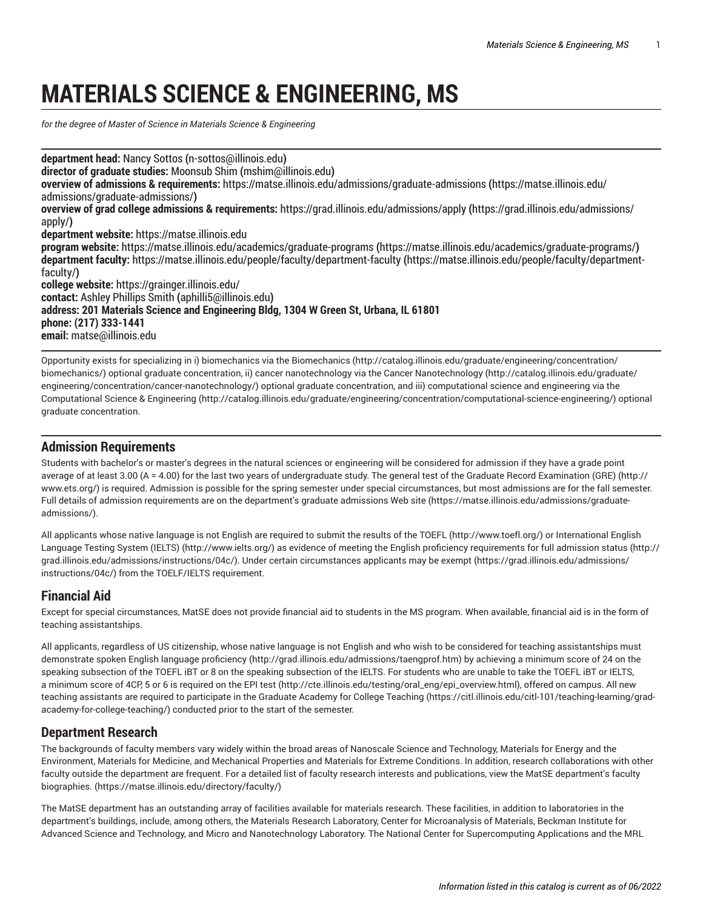# MATERIALS SCIENCE & ENGINEERING, MS

*for the degree of Master of Science in Materials Science & Engineering*

**department head:** Nancy Sottos (n-sottos@illinois.edu)
**director of graduate studies:** Moonsub Shim (mshim@illinois.edu)
**overview of admissions & requirements:** https://matse.illinois.edu/admissions/graduate-admissions (https://matse.illinois.edu/admissions/graduate-admissions/)
**overview of grad college admissions & requirements:** https://grad.illinois.edu/admissions/apply (https://grad.illinois.edu/admissions/apply/)
**department website:** https://matse.illinois.edu
**program website:** https://matse.illinois.edu/academics/graduate-programs (https://matse.illinois.edu/academics/graduate-programs/)
**department faculty:** https://matse.illinois.edu/people/faculty/department-faculty (https://matse.illinois.edu/people/faculty/department-faculty/)
**college website:** https://grainger.illinois.edu/
**contact:** Ashley Phillips Smith (aphilli5@illinois.edu)
**address: 201 Materials Science and Engineering Bldg, 1304 W Green St, Urbana, IL 61801**
**phone: (217) 333-1441**
**email:** matse@illinois.edu

Opportunity exists for specializing in i) biomechanics via the Biomechanics (http://catalog.illinois.edu/graduate/engineering/concentration/biomechanics/) optional graduate concentration, ii) cancer nanotechnology via the Cancer Nanotechnology (http://catalog.illinois.edu/graduate/engineering/concentration/cancer-nanotechnology/) optional graduate concentration, and iii) computational science and engineering via the Computational Science & Engineering (http://catalog.illinois.edu/graduate/engineering/concentration/computational-science-engineering/) optional graduate concentration.

## Admission Requirements

Students with bachelor's or master's degrees in the natural sciences or engineering will be considered for admission if they have a grade point average of at least 3.00 (A = 4.00) for the last two years of undergraduate study. The general test of the Graduate Record Examination (GRE) (http://www.ets.org/) is required. Admission is possible for the spring semester under special circumstances, but most admissions are for the fall semester. Full details of admission requirements are on the department's graduate admissions Web site (https://matse.illinois.edu/admissions/graduate-admissions/).

All applicants whose native language is not English are required to submit the results of the TOEFL (http://www.toefl.org/) or International English Language Testing System (IELTS) (http://www.ielts.org/) as evidence of meeting the English proficiency requirements for full admission status (http://grad.illinois.edu/admissions/instructions/04c/). Under certain circumstances applicants may be exempt (https://grad.illinois.edu/admissions/instructions/04c/) from the TOEFL/IELTS requirement.

## Financial Aid

Except for special circumstances, MatSE does not provide financial aid to students in the MS program. When available, financial aid is in the form of teaching assistantships.

All applicants, regardless of US citizenship, whose native language is not English and who wish to be considered for teaching assistantships must demonstrate spoken English language proficiency (http://grad.illinois.edu/admissions/taengprof.htm) by achieving a minimum score of 24 on the speaking subsection of the TOEFL iBT or 8 on the speaking subsection of the IELTS. For students who are unable to take the TOEFL iBT or IELTS, a minimum score of 4CP, 5 or 6 is required on the EPI test (http://cte.illinois.edu/testing/oral_eng/epi_overview.html), offered on campus. All new teaching assistants are required to participate in the Graduate Academy for College Teaching (https://citl.illinois.edu/citl-101/teaching-learning/grad-academy-for-college-teaching/) conducted prior to the start of the semester.

## Department Research

The backgrounds of faculty members vary widely within the broad areas of Nanoscale Science and Technology, Materials for Energy and the Environment, Materials for Medicine, and Mechanical Properties and Materials for Extreme Conditions. In addition, research collaborations with other faculty outside the department are frequent. For a detailed list of faculty research interests and publications, view the MatSE department's faculty biographies. (https://matse.illinois.edu/directory/faculty/)

The MatSE department has an outstanding array of facilities available for materials research. These facilities, in addition to laboratories in the department's buildings, include, among others, the Materials Research Laboratory, Center for Microanalysis of Materials, Beckman Institute for Advanced Science and Technology, and Micro and Nanotechnology Laboratory. The National Center for Supercomputing Applications and the MRL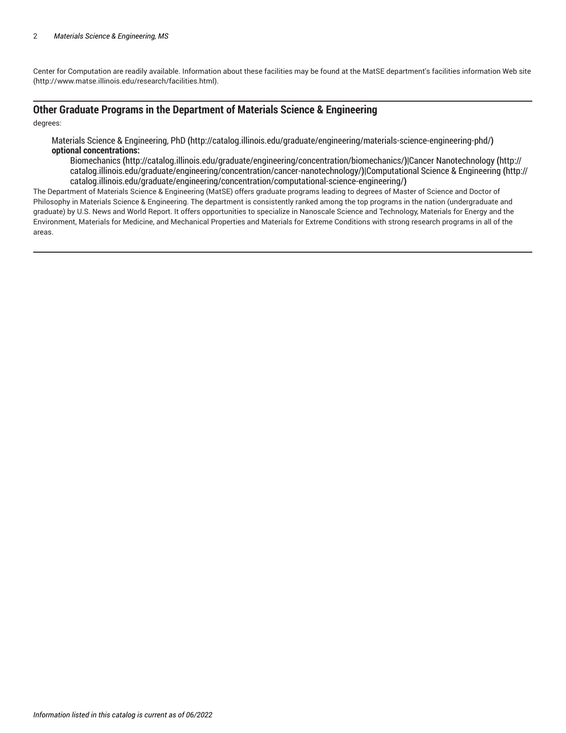Center for Computation are readily available. Information about these facilities may be found at the MatSE department's facilities information Web site (http://www.matse.illinois.edu/research/facilities.html).

## Other Graduate Programs in the Department of Materials Science & Engineering

degrees:

Materials Science & Engineering, PhD (http://catalog.illinois.edu/graduate/engineering/materials-science-engineering-phd/)
**optional concentrations:**

Biomechanics (http://catalog.illinois.edu/graduate/engineering/concentration/biomechanics/)|Cancer Nanotechnology (http://catalog.illinois.edu/graduate/engineering/concentration/cancer-nanotechnology/)|Computational Science & Engineering (http://catalog.illinois.edu/graduate/engineering/concentration/computational-science-engineering/)

The Department of Materials Science & Engineering (MatSE) offers graduate programs leading to degrees of Master of Science and Doctor of Philosophy in Materials Science & Engineering. The department is consistently ranked among the top programs in the nation (undergraduate and graduate) by U.S. News and World Report. It offers opportunities to specialize in Nanoscale Science and Technology, Materials for Energy and the Environment, Materials for Medicine, and Mechanical Properties and Materials for Extreme Conditions with strong research programs in all of the areas.